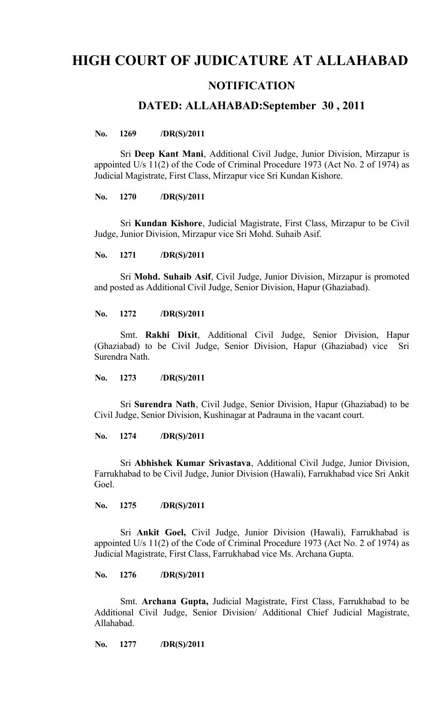# HIGH COURT OF JUDICATURE AT ALLAHABAD

## NOTIFICATION

### DATED: ALLAHABAD:September 30 , 2011

**No. 1269 /DR(S)/2011**

Sri **Deep Kant Mani**, Additional Civil Judge, Junior Division, Mirzapur is appointed U/s 11(2) of the Code of Criminal Procedure 1973 (Act No. 2 of 1974) as Judicial Magistrate, First Class, Mirzapur vice Sri Kundan Kishore.

**No. 1270 /DR(S)/2011**

Sri **Kundan Kishore**, Judicial Magistrate, First Class, Mirzapur to be Civil Judge, Junior Division, Mirzapur vice Sri Mohd. Suhaib Asif.

**No. 1271 /DR(S)/2011**

Sri **Mohd. Suhaib Asif**, Civil Judge, Junior Division, Mirzapur is promoted and posted as Additional Civil Judge, Senior Division, Hapur (Ghaziabad).

**No. 1272 /DR(S)/2011**

Smt. **Rakhi Dixit**, Additional Civil Judge, Senior Division, Hapur (Ghaziabad) to be Civil Judge, Senior Division, Hapur (Ghaziabad) vice Sri Surendra Nath.

**No. 1273 /DR(S)/2011**

Sri **Surendra Nath**, Civil Judge, Senior Division, Hapur (Ghaziabad) to be Civil Judge, Senior Division, Kushinagar at Padrauna in the vacant court.

**No. 1274 /DR(S)/2011**

Sri **Abhishek Kumar Srivastava**, Additional Civil Judge, Junior Division, Farrukhabad to be Civil Judge, Junior Division (Hawali), Farrukhabad vice Sri Ankit Goel.

**No. 1275 /DR(S)/2011**

Sri **Ankit Goel,** Civil Judge, Junior Division (Hawali), Farrukhabad is appointed U/s 11(2) of the Code of Criminal Procedure 1973 (Act No. 2 of 1974) as Judicial Magistrate, First Class, Farrukhabad vice Ms. Archana Gupta.

**No. 1276 /DR(S)/2011**

Smt. **Archana Gupta,** Judicial Magistrate, First Class, Farrukhabad to be Additional Civil Judge, Senior Division/ Additional Chief Judicial Magistrate, Allahabad.

**No. 1277 /DR(S)/2011**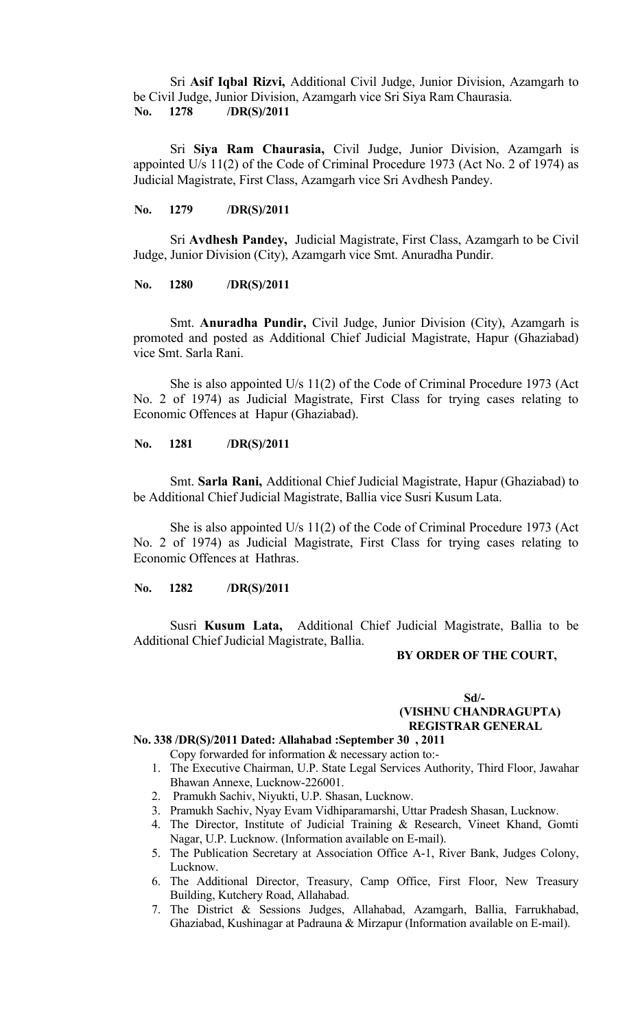Sri **Asif Iqbal Rizvi,** Additional Civil Judge, Junior Division, Azamgarh to be Civil Judge, Junior Division, Azamgarh vice Sri Siya Ram Chaurasia.

**No. 1278 /DR(S)/2011**

Sri **Siya Ram Chaurasia,** Civil Judge, Junior Division, Azamgarh is appointed U/s 11(2) of the Code of Criminal Procedure 1973 (Act No. 2 of 1974) as Judicial Magistrate, First Class, Azamgarh vice Sri Avdhesh Pandey.

**No. 1279 /DR(S)/2011**

Sri **Avdhesh Pandey,** Judicial Magistrate, First Class, Azamgarh to be Civil Judge, Junior Division (City), Azamgarh vice Smt. Anuradha Pundir.

**No. 1280 /DR(S)/2011**

Smt. **Anuradha Pundir,** Civil Judge, Junior Division (City), Azamgarh is promoted and posted as Additional Chief Judicial Magistrate, Hapur (Ghaziabad) vice Smt. Sarla Rani.

She is also appointed U/s 11(2) of the Code of Criminal Procedure 1973 (Act No. 2 of 1974) as Judicial Magistrate, First Class for trying cases relating to Economic Offences at Hapur (Ghaziabad).

**No. 1281 /DR(S)/2011**

Smt. **Sarla Rani,** Additional Chief Judicial Magistrate, Hapur (Ghaziabad) to be Additional Chief Judicial Magistrate, Ballia vice Susri Kusum Lata.

She is also appointed U/s 11(2) of the Code of Criminal Procedure 1973 (Act No. 2 of 1974) as Judicial Magistrate, First Class for trying cases relating to Economic Offences at Hathras.

**No. 1282 /DR(S)/2011**

Susri **Kusum Lata,** Additional Chief Judicial Magistrate, Ballia to be Additional Chief Judicial Magistrate, Ballia.

**BY ORDER OF THE COURT,**

**Sd/-**
**(VISHNU CHANDRAGUPTA)**
**REGISTRAR GENERAL**

**No. 338 /DR(S)/2011 Dated: Allahabad :September 30 , 2011**

Copy forwarded for information & necessary action to:-

1. The Executive Chairman, U.P. State Legal Services Authority, Third Floor, Jawahar Bhawan Annexe, Lucknow-226001.
2. Pramukh Sachiv, Niyukti, U.P. Shasan, Lucknow.
3. Pramukh Sachiv, Nyay Evam Vidhiparamarshi, Uttar Pradesh Shasan, Lucknow.
4. The Director, Institute of Judicial Training & Research, Vineet Khand, Gomti Nagar, U.P. Lucknow. (Information available on E-mail).
5. The Publication Secretary at Association Office A-1, River Bank, Judges Colony, Lucknow.
6. The Additional Director, Treasury, Camp Office, First Floor, New Treasury Building, Kutchery Road, Allahabad.
7. The District & Sessions Judges, Allahabad, Azamgarh, Ballia, Farrukhabad, Ghaziabad, Kushinagar at Padrauna & Mirzapur (Information available on E-mail).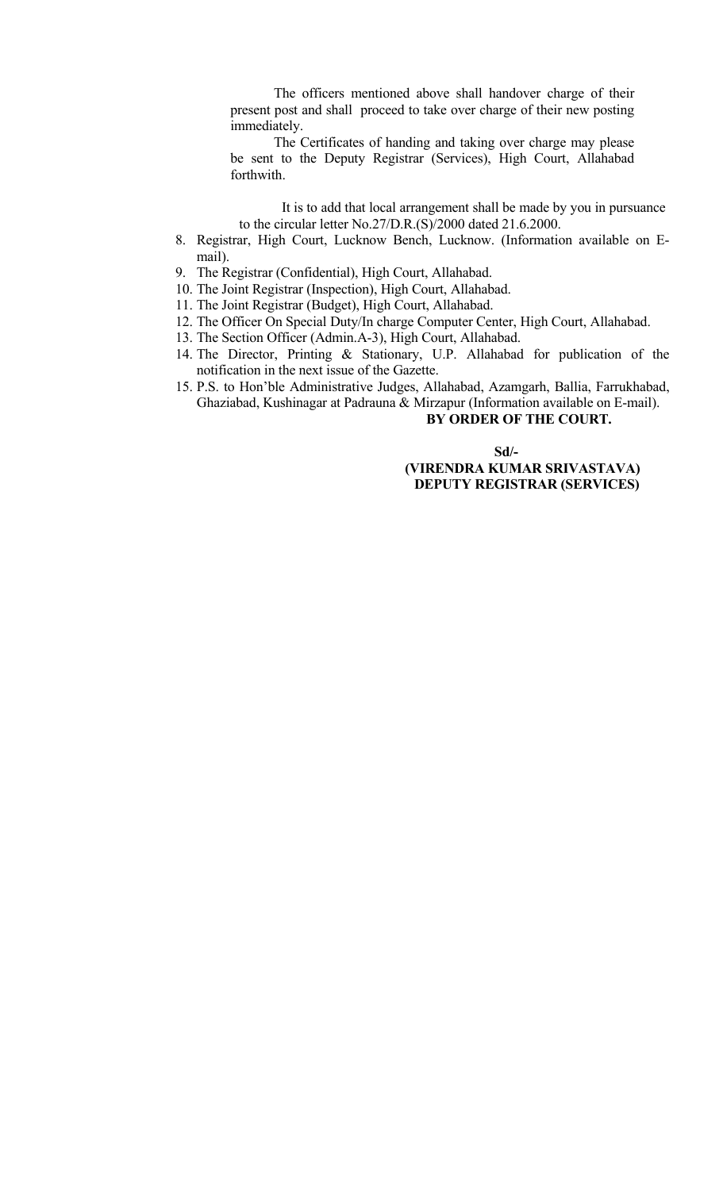The officers mentioned above shall handover charge of their present post and shall proceed to take over charge of their new posting immediately.

The Certificates of handing and taking over charge may please be sent to the Deputy Registrar (Services), High Court, Allahabad forthwith.

It is to add that local arrangement shall be made by you in pursuance to the circular letter No.27/D.R.(S)/2000 dated 21.6.2000.

8. Registrar, High Court, Lucknow Bench, Lucknow. (Information available on E-mail).
9. The Registrar (Confidential), High Court, Allahabad.
10. The Joint Registrar (Inspection), High Court, Allahabad.
11. The Joint Registrar (Budget), High Court, Allahabad.
12. The Officer On Special Duty/In charge Computer Center, High Court, Allahabad.
13. The Section Officer (Admin.A-3), High Court, Allahabad.
14. The Director, Printing & Stationary, U.P. Allahabad for publication of the notification in the next issue of the Gazette.
15. P.S. to Hon'ble Administrative Judges, Allahabad, Azamgarh, Ballia, Farrukhabad, Ghaziabad, Kushinagar at Padrauna & Mirzapur (Information available on E-mail).

**BY ORDER OF THE COURT.**

**Sd/-**
**(VIRENDRA KUMAR SRIVASTAVA)**
**DEPUTY REGISTRAR (SERVICES)**